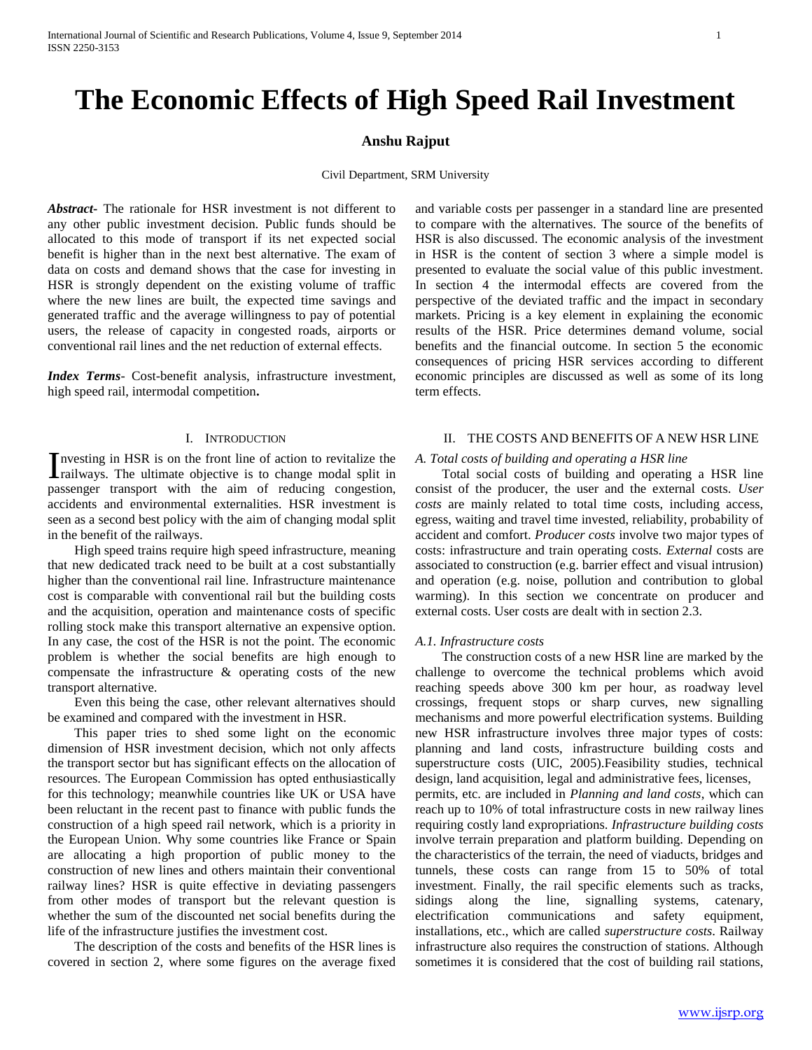# The Economic Effects of High Speed Rail Investment

**Anshu Rajput**

Civil Department, SRM University

***Abstract***- The rationale for HSR investment is not different to any other public investment decision. Public funds should be allocated to this mode of transport if its net expected social benefit is higher than in the next best alternative. The exam of data on costs and demand shows that the case for investing in HSR is strongly dependent on the existing volume of traffic where the new lines are built, the expected time savings and generated traffic and the average willingness to pay of potential users, the release of capacity in congested roads, airports or conventional rail lines and the net reduction of external effects.

***Index Terms***- Cost-benefit analysis, infrastructure investment, high speed rail, intermodal competition**.**

## I. Introduction

Investing in HSR is on the front line of action to revitalize the railways. The ultimate objective is to change modal split in passenger transport with the aim of reducing congestion, accidents and environmental externalities. HSR investment is seen as a second best policy with the aim of changing modal split in the benefit of the railways.

High speed trains require high speed infrastructure, meaning that new dedicated track need to be built at a cost substantially higher than the conventional rail line. Infrastructure maintenance cost is comparable with conventional rail but the building costs and the acquisition, operation and maintenance costs of specific rolling stock make this transport alternative an expensive option. In any case, the cost of the HSR is not the point. The economic problem is whether the social benefits are high enough to compensate the infrastructure & operating costs of the new transport alternative.

Even this being the case, other relevant alternatives should be examined and compared with the investment in HSR.

This paper tries to shed some light on the economic dimension of HSR investment decision, which not only affects the transport sector but has significant effects on the allocation of resources. The European Commission has opted enthusiastically for this technology; meanwhile countries like UK or USA have been reluctant in the recent past to finance with public funds the construction of a high speed rail network, which is a priority in the European Union. Why some countries like France or Spain are allocating a high proportion of public money to the construction of new lines and others maintain their conventional railway lines? HSR is quite effective in deviating passengers from other modes of transport but the relevant question is whether the sum of the discounted net social benefits during the life of the infrastructure justifies the investment cost.

The description of the costs and benefits of the HSR lines is covered in section 2, where some figures on the average fixed and variable costs per passenger in a standard line are presented to compare with the alternatives. The source of the benefits of HSR is also discussed. The economic analysis of the investment in HSR is the content of section 3 where a simple model is presented to evaluate the social value of this public investment. In section 4 the intermodal effects are covered from the perspective of the deviated traffic and the impact in secondary markets. Pricing is a key element in explaining the economic results of the HSR. Price determines demand volume, social benefits and the financial outcome. In section 5 the economic consequences of pricing HSR services according to different economic principles are discussed as well as some of its long term effects.

## II. The Costs and Benefits of a New HSR Line

### *A. Total costs of building and operating a HSR line*

Total social costs of building and operating a HSR line consist of the producer, the user and the external costs. *User costs* are mainly related to total time costs, including access, egress, waiting and travel time invested, reliability, probability of accident and comfort. *Producer costs* involve two major types of costs: infrastructure and train operating costs. *External* costs are associated to construction (e.g. barrier effect and visual intrusion) and operation (e.g. noise, pollution and contribution to global warming). In this section we concentrate on producer and external costs. User costs are dealt with in section 2.3.

#### *A.1. Infrastructure costs*

The construction costs of a new HSR line are marked by the challenge to overcome the technical problems which avoid reaching speeds above 300 km per hour, as roadway level crossings, frequent stops or sharp curves, new signalling mechanisms and more powerful electrification systems. Building new HSR infrastructure involves three major types of costs: planning and land costs, infrastructure building costs and superstructure costs (UIC, 2005).Feasibility studies, technical design, land acquisition, legal and administrative fees, licenses, permits, etc. are included in *Planning and land costs*, which can reach up to 10% of total infrastructure costs in new railway lines requiring costly land expropriations. *Infrastructure building costs* involve terrain preparation and platform building. Depending on the characteristics of the terrain, the need of viaducts, bridges and tunnels, these costs can range from 15 to 50% of total investment. Finally, the rail specific elements such as tracks, sidings along the line, signalling systems, catenary, electrification communications and safety equipment, installations, etc., which are called *superstructure costs*. Railway infrastructure also requires the construction of stations. Although sometimes it is considered that the cost of building rail stations,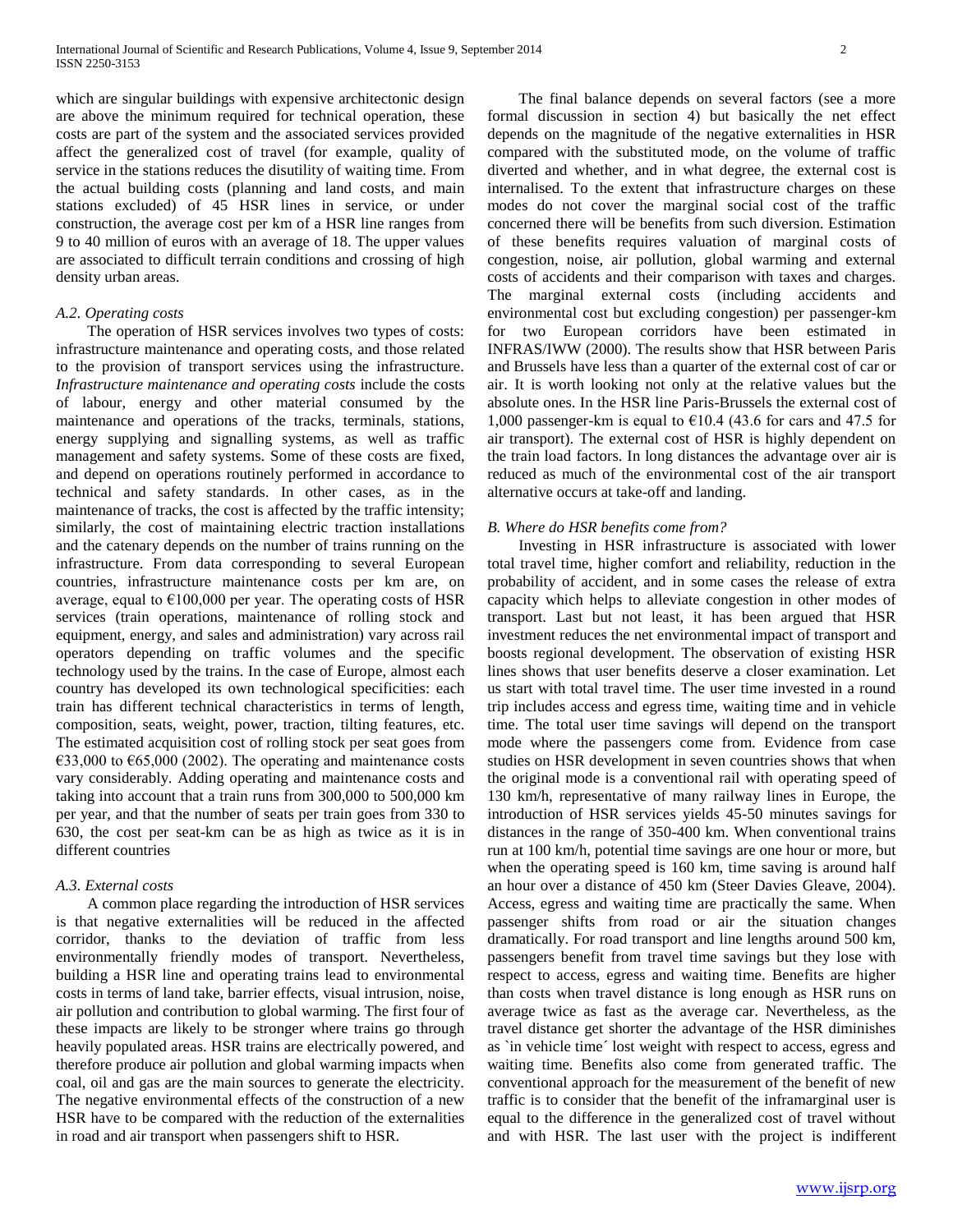which are singular buildings with expensive architectonic design are above the minimum required for technical operation, these costs are part of the system and the associated services provided affect the generalized cost of travel (for example, quality of service in the stations reduces the disutility of waiting time. From the actual building costs (planning and land costs, and main stations excluded) of 45 HSR lines in service, or under construction, the average cost per km of a HSR line ranges from 9 to 40 million of euros with an average of 18. The upper values are associated to difficult terrain conditions and crossing of high density urban areas.

### *A.2. Operating costs*

The operation of HSR services involves two types of costs: infrastructure maintenance and operating costs, and those related to the provision of transport services using the infrastructure. *Infrastructure maintenance and operating costs* include the costs of labour, energy and other material consumed by the maintenance and operations of the tracks, terminals, stations, energy supplying and signalling systems, as well as traffic management and safety systems. Some of these costs are fixed, and depend on operations routinely performed in accordance to technical and safety standards. In other cases, as in the maintenance of tracks, the cost is affected by the traffic intensity; similarly, the cost of maintaining electric traction installations and the catenary depends on the number of trains running on the infrastructure. From data corresponding to several European countries, infrastructure maintenance costs per km are, on average, equal to €100,000 per year. The operating costs of HSR services (train operations, maintenance of rolling stock and equipment, energy, and sales and administration) vary across rail operators depending on traffic volumes and the specific technology used by the trains. In the case of Europe, almost each country has developed its own technological specificities: each train has different technical characteristics in terms of length, composition, seats, weight, power, traction, tilting features, etc. The estimated acquisition cost of rolling stock per seat goes from €33,000 to €65,000 (2002). The operating and maintenance costs vary considerably. Adding operating and maintenance costs and taking into account that a train runs from 300,000 to 500,000 km per year, and that the number of seats per train goes from 330 to 630, the cost per seat-km can be as high as twice as it is in different countries

### *A.3. External costs*

A common place regarding the introduction of HSR services is that negative externalities will be reduced in the affected corridor, thanks to the deviation of traffic from less environmentally friendly modes of transport. Nevertheless, building a HSR line and operating trains lead to environmental costs in terms of land take, barrier effects, visual intrusion, noise, air pollution and contribution to global warming. The first four of these impacts are likely to be stronger where trains go through heavily populated areas. HSR trains are electrically powered, and therefore produce air pollution and global warming impacts when coal, oil and gas are the main sources to generate the electricity. The negative environmental effects of the construction of a new HSR have to be compared with the reduction of the externalities in road and air transport when passengers shift to HSR.

The final balance depends on several factors (see a more formal discussion in section 4) but basically the net effect depends on the magnitude of the negative externalities in HSR compared with the substituted mode, on the volume of traffic diverted and whether, and in what degree, the external cost is internalised. To the extent that infrastructure charges on these modes do not cover the marginal social cost of the traffic concerned there will be benefits from such diversion. Estimation of these benefits requires valuation of marginal costs of congestion, noise, air pollution, global warming and external costs of accidents and their comparison with taxes and charges. The marginal external costs (including accidents and environmental cost but excluding congestion) per passenger-km for two European corridors have been estimated in INFRAS/IWW (2000). The results show that HSR between Paris and Brussels have less than a quarter of the external cost of car or air. It is worth looking not only at the relative values but the absolute ones. In the HSR line Paris-Brussels the external cost of 1,000 passenger-km is equal to €10.4 (43.6 for cars and 47.5 for air transport). The external cost of HSR is highly dependent on the train load factors. In long distances the advantage over air is reduced as much of the environmental cost of the air transport alternative occurs at take-off and landing.

### *B. Where do HSR benefits come from?*

Investing in HSR infrastructure is associated with lower total travel time, higher comfort and reliability, reduction in the probability of accident, and in some cases the release of extra capacity which helps to alleviate congestion in other modes of transport. Last but not least, it has been argued that HSR investment reduces the net environmental impact of transport and boosts regional development. The observation of existing HSR lines shows that user benefits deserve a closer examination. Let us start with total travel time. The user time invested in a round trip includes access and egress time, waiting time and in vehicle time. The total user time savings will depend on the transport mode where the passengers come from. Evidence from case studies on HSR development in seven countries shows that when the original mode is a conventional rail with operating speed of 130 km/h, representative of many railway lines in Europe, the introduction of HSR services yields 45-50 minutes savings for distances in the range of 350-400 km. When conventional trains run at 100 km/h, potential time savings are one hour or more, but when the operating speed is 160 km, time saving is around half an hour over a distance of 450 km (Steer Davies Gleave, 2004). Access, egress and waiting time are practically the same. When passenger shifts from road or air the situation changes dramatically. For road transport and line lengths around 500 km, passengers benefit from travel time savings but they lose with respect to access, egress and waiting time. Benefits are higher than costs when travel distance is long enough as HSR runs on average twice as fast as the average car. Nevertheless, as the travel distance get shorter the advantage of the HSR diminishes as `in vehicle time´ lost weight with respect to access, egress and waiting time. Benefits also come from generated traffic. The conventional approach for the measurement of the benefit of new traffic is to consider that the benefit of the inframarginal user is equal to the difference in the generalized cost of travel without and with HSR. The last user with the project is indifferent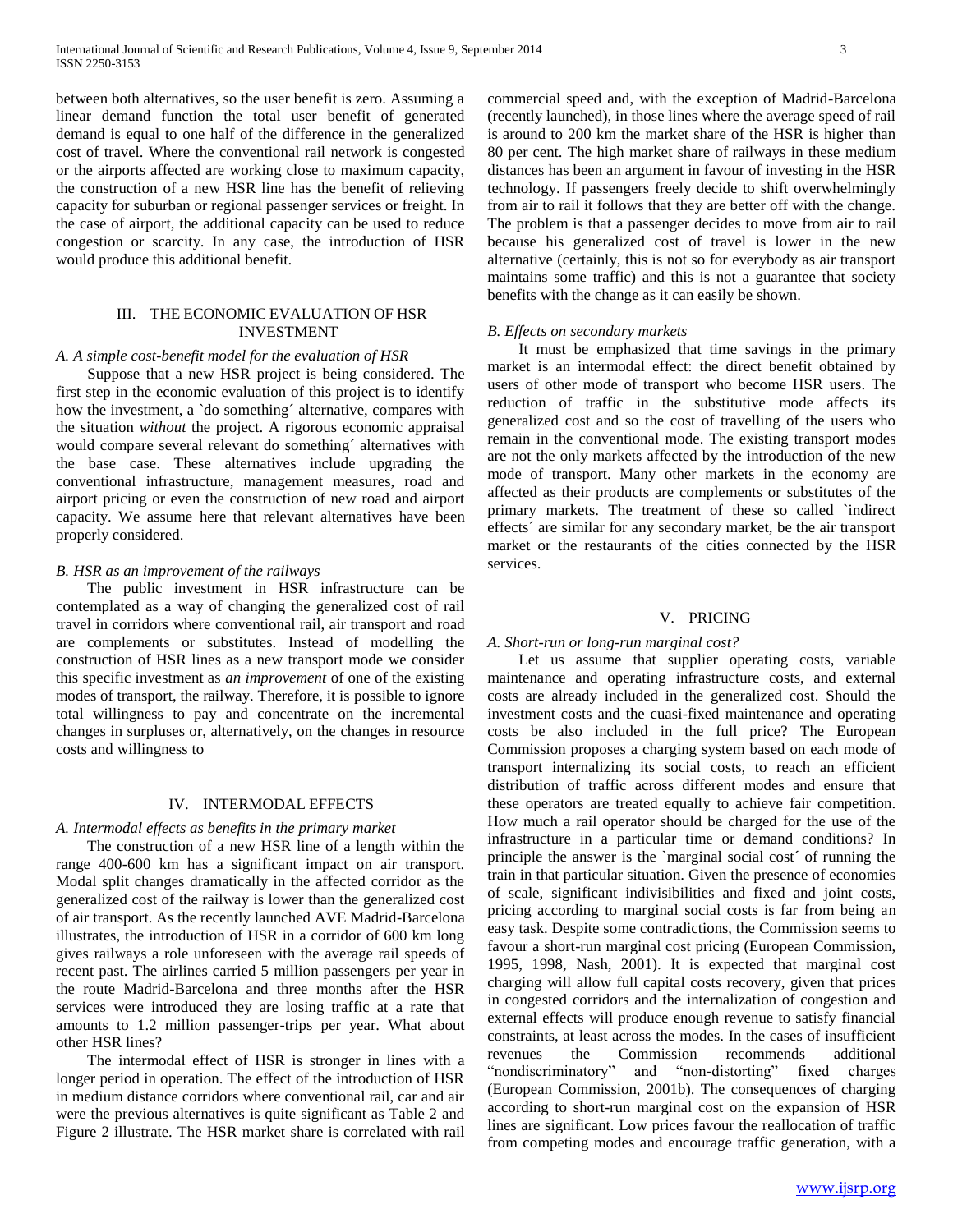between both alternatives, so the user benefit is zero. Assuming a linear demand function the total user benefit of generated demand is equal to one half of the difference in the generalized cost of travel. Where the conventional rail network is congested or the airports affected are working close to maximum capacity, the construction of a new HSR line has the benefit of relieving capacity for suburban or regional passenger services or freight. In the case of airport, the additional capacity can be used to reduce congestion or scarcity. In any case, the introduction of HSR would produce this additional benefit.

## III. THE ECONOMIC EVALUATION OF HSR INVESTMENT

### *A. A simple cost-benefit model for the evaluation of HSR*

Suppose that a new HSR project is being considered. The first step in the economic evaluation of this project is to identify how the investment, a `do something´ alternative, compares with the situation *without* the project. A rigorous economic appraisal would compare several relevant do something´ alternatives with the base case. These alternatives include upgrading the conventional infrastructure, management measures, road and airport pricing or even the construction of new road and airport capacity. We assume here that relevant alternatives have been properly considered.

### *B. HSR as an improvement of the railways*

The public investment in HSR infrastructure can be contemplated as a way of changing the generalized cost of rail travel in corridors where conventional rail, air transport and road are complements or substitutes. Instead of modelling the construction of HSR lines as a new transport mode we consider this specific investment as *an improvement* of one of the existing modes of transport, the railway. Therefore, it is possible to ignore total willingness to pay and concentrate on the incremental changes in surpluses or, alternatively, on the changes in resource costs and willingness to

## IV. INTERMODAL EFFECTS

### *A. Intermodal effects as benefits in the primary market*

The construction of a new HSR line of a length within the range 400-600 km has a significant impact on air transport. Modal split changes dramatically in the affected corridor as the generalized cost of the railway is lower than the generalized cost of air transport. As the recently launched AVE Madrid-Barcelona illustrates, the introduction of HSR in a corridor of 600 km long gives railways a role unforeseen with the average rail speeds of recent past. The airlines carried 5 million passengers per year in the route Madrid-Barcelona and three months after the HSR services were introduced they are losing traffic at a rate that amounts to 1.2 million passenger-trips per year. What about other HSR lines?

The intermodal effect of HSR is stronger in lines with a longer period in operation. The effect of the introduction of HSR in medium distance corridors where conventional rail, car and air were the previous alternatives is quite significant as Table 2 and Figure 2 illustrate. The HSR market share is correlated with rail commercial speed and, with the exception of Madrid-Barcelona (recently launched), in those lines where the average speed of rail is around to 200 km the market share of the HSR is higher than 80 per cent. The high market share of railways in these medium distances has been an argument in favour of investing in the HSR technology. If passengers freely decide to shift overwhelmingly from air to rail it follows that they are better off with the change. The problem is that a passenger decides to move from air to rail because his generalized cost of travel is lower in the new alternative (certainly, this is not so for everybody as air transport maintains some traffic) and this is not a guarantee that society benefits with the change as it can easily be shown.

### *B. Effects on secondary markets*

It must be emphasized that time savings in the primary market is an intermodal effect: the direct benefit obtained by users of other mode of transport who become HSR users. The reduction of traffic in the substitutive mode affects its generalized cost and so the cost of travelling of the users who remain in the conventional mode. The existing transport modes are not the only markets affected by the introduction of the new mode of transport. Many other markets in the economy are affected as their products are complements or substitutes of the primary markets. The treatment of these so called `indirect effects´ are similar for any secondary market, be the air transport market or the restaurants of the cities connected by the HSR services.

## V. PRICING

### *A. Short-run or long-run marginal cost?*

Let us assume that supplier operating costs, variable maintenance and operating infrastructure costs, and external costs are already included in the generalized cost. Should the investment costs and the cuasi-fixed maintenance and operating costs be also included in the full price? The European Commission proposes a charging system based on each mode of transport internalizing its social costs, to reach an efficient distribution of traffic across different modes and ensure that these operators are treated equally to achieve fair competition. How much a rail operator should be charged for the use of the infrastructure in a particular time or demand conditions? In principle the answer is the `marginal social cost´ of running the train in that particular situation. Given the presence of economies of scale, significant indivisibilities and fixed and joint costs, pricing according to marginal social costs is far from being an easy task. Despite some contradictions, the Commission seems to favour a short-run marginal cost pricing (European Commission, 1995, 1998, Nash, 2001). It is expected that marginal cost charging will allow full capital costs recovery, given that prices in congested corridors and the internalization of congestion and external effects will produce enough revenue to satisfy financial constraints, at least across the modes. In the cases of insufficient revenues the Commission recommends additional "nondiscriminatory" and "non-distorting" fixed charges (European Commission, 2001b). The consequences of charging according to short-run marginal cost on the expansion of HSR lines are significant. Low prices favour the reallocation of traffic from competing modes and encourage traffic generation, with a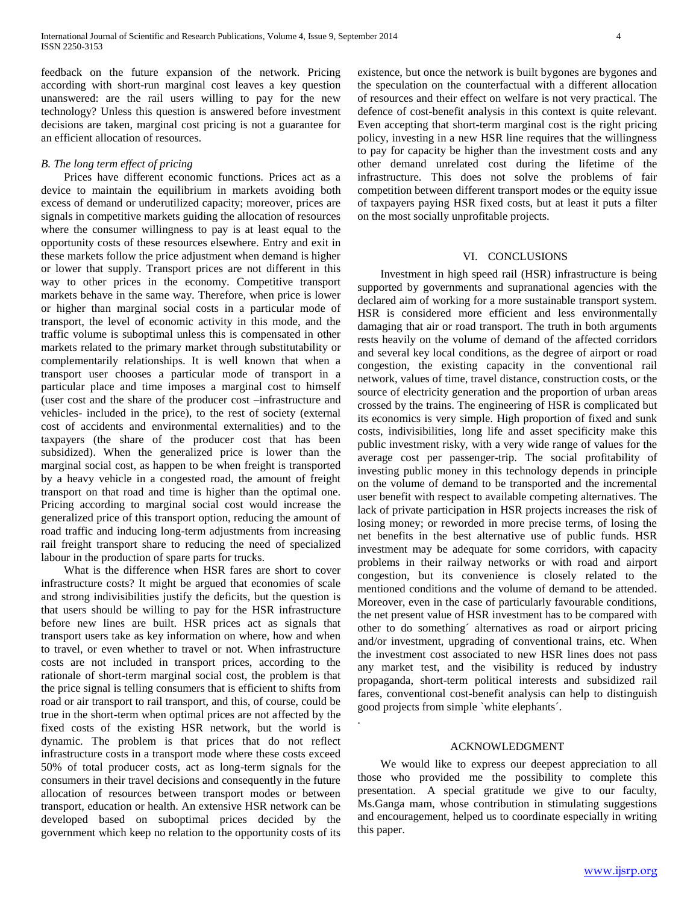feedback on the future expansion of the network. Pricing according with short-run marginal cost leaves a key question unanswered: are the rail users willing to pay for the new technology? Unless this question is answered before investment decisions are taken, marginal cost pricing is not a guarantee for an efficient allocation of resources.

### *B. The long term effect of pricing*

Prices have different economic functions. Prices act as a device to maintain the equilibrium in markets avoiding both excess of demand or underutilized capacity; moreover, prices are signals in competitive markets guiding the allocation of resources where the consumer willingness to pay is at least equal to the opportunity costs of these resources elsewhere. Entry and exit in these markets follow the price adjustment when demand is higher or lower that supply. Transport prices are not different in this way to other prices in the economy. Competitive transport markets behave in the same way. Therefore, when price is lower or higher than marginal social costs in a particular mode of transport, the level of economic activity in this mode, and the traffic volume is suboptimal unless this is compensated in other markets related to the primary market through substitutability or complementarily relationships. It is well known that when a transport user chooses a particular mode of transport in a particular place and time imposes a marginal cost to himself (user cost and the share of the producer cost –infrastructure and vehicles- included in the price), to the rest of society (external cost of accidents and environmental externalities) and to the taxpayers (the share of the producer cost that has been subsidized). When the generalized price is lower than the marginal social cost, as happen to be when freight is transported by a heavy vehicle in a congested road, the amount of freight transport on that road and time is higher than the optimal one. Pricing according to marginal social cost would increase the generalized price of this transport option, reducing the amount of road traffic and inducing long-term adjustments from increasing rail freight transport share to reducing the need of specialized labour in the production of spare parts for trucks.

What is the difference when HSR fares are short to cover infrastructure costs? It might be argued that economies of scale and strong indivisibilities justify the deficits, but the question is that users should be willing to pay for the HSR infrastructure before new lines are built. HSR prices act as signals that transport users take as key information on where, how and when to travel, or even whether to travel or not. When infrastructure costs are not included in transport prices, according to the rationale of short-term marginal social cost, the problem is that the price signal is telling consumers that is efficient to shifts from road or air transport to rail transport, and this, of course, could be true in the short-term when optimal prices are not affected by the fixed costs of the existing HSR network, but the world is dynamic. The problem is that prices that do not reflect infrastructure costs in a transport mode where these costs exceed 50% of total producer costs, act as long-term signals for the consumers in their travel decisions and consequently in the future allocation of resources between transport modes or between transport, education or health. An extensive HSR network can be developed based on suboptimal prices decided by the government which keep no relation to the opportunity costs of its existence, but once the network is built bygones are bygones and the speculation on the counterfactual with a different allocation of resources and their effect on welfare is not very practical. The defence of cost-benefit analysis in this context is quite relevant. Even accepting that short-term marginal cost is the right pricing policy, investing in a new HSR line requires that the willingness to pay for capacity be higher than the investment costs and any other demand unrelated cost during the lifetime of the infrastructure. This does not solve the problems of fair competition between different transport modes or the equity issue of taxpayers paying HSR fixed costs, but at least it puts a filter on the most socially unprofitable projects.

## VI. Conclusions

Investment in high speed rail (HSR) infrastructure is being supported by governments and supranational agencies with the declared aim of working for a more sustainable transport system. HSR is considered more efficient and less environmentally damaging that air or road transport. The truth in both arguments rests heavily on the volume of demand of the affected corridors and several key local conditions, as the degree of airport or road congestion, the existing capacity in the conventional rail network, values of time, travel distance, construction costs, or the source of electricity generation and the proportion of urban areas crossed by the trains. The engineering of HSR is complicated but its economics is very simple. High proportion of fixed and sunk costs, indivisibilities, long life and asset specificity make this public investment risky, with a very wide range of values for the average cost per passenger-trip. The social profitability of investing public money in this technology depends in principle on the volume of demand to be transported and the incremental user benefit with respect to available competing alternatives. The lack of private participation in HSR projects increases the risk of losing money; or reworded in more precise terms, of losing the net benefits in the best alternative use of public funds. HSR investment may be adequate for some corridors, with capacity problems in their railway networks or with road and airport congestion, but its convenience is closely related to the mentioned conditions and the volume of demand to be attended. Moreover, even in the case of particularly favourable conditions, the net present value of HSR investment has to be compared with other to do something´ alternatives as road or airport pricing and/or investment, upgrading of conventional trains, etc. When the investment cost associated to new HSR lines does not pass any market test, and the visibility is reduced by industry propaganda, short-term political interests and subsidized rail fares, conventional cost-benefit analysis can help to distinguish good projects from simple `white elephants´.

.

## Acknowledgment

We would like to express our deepest appreciation to all those who provided me the possibility to complete this presentation. A special gratitude we give to our faculty, Ms.Ganga mam, whose contribution in stimulating suggestions and encouragement, helped us to coordinate especially in writing this paper.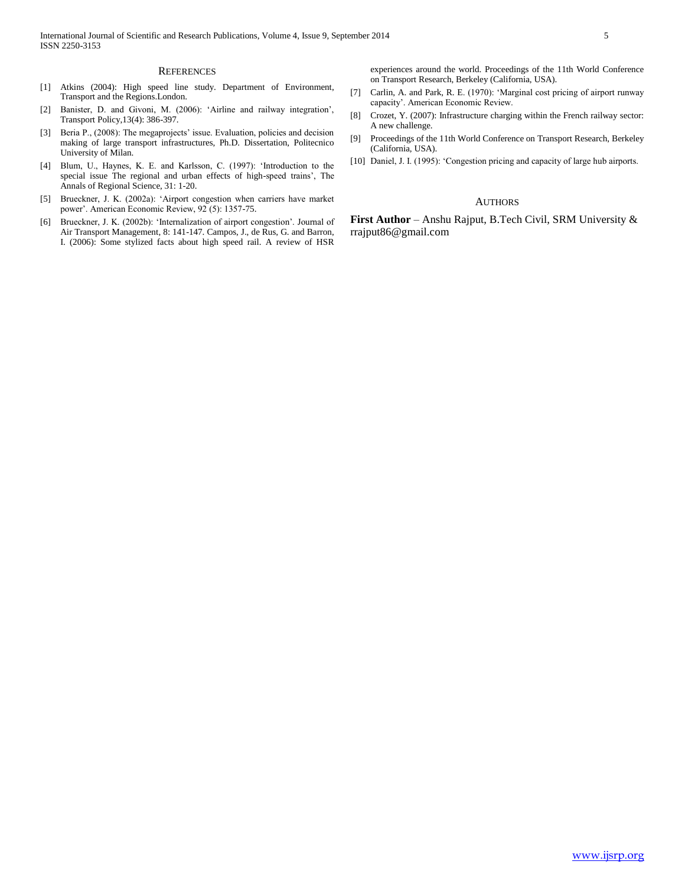## References

[1] Atkins (2004): High speed line study. Department of Environment, Transport and the Regions.London.

[2] Banister, D. and Givoni, M. (2006): 'Airline and railway integration', Transport Policy,13(4): 386-397.

[3] Beria P., (2008): The megaprojects' issue. Evaluation, policies and decision making of large transport infrastructures, Ph.D. Dissertation, Politecnico University of Milan.

[4] Blum, U., Haynes, K. E. and Karlsson, C. (1997): 'Introduction to the special issue The regional and urban effects of high-speed trains', The Annals of Regional Science, 31: 1-20.

[5] Brueckner, J. K. (2002a): 'Airport congestion when carriers have market power'. American Economic Review, 92 (5): 1357-75.

[6] Brueckner, J. K. (2002b): 'Internalization of airport congestion'. Journal of Air Transport Management, 8: 141-147. Campos, J., de Rus, G. and Barron, I. (2006): Some stylized facts about high speed rail. A review of HSR experiences around the world. Proceedings of the 11th World Conference on Transport Research, Berkeley (California, USA).

[7] Carlin, A. and Park, R. E. (1970): 'Marginal cost pricing of airport runway capacity'. American Economic Review.

[8] Crozet, Y. (2007): Infrastructure charging within the French railway sector: A new challenge.

[9] Proceedings of the 11th World Conference on Transport Research, Berkeley (California, USA).

[10] Daniel, J. I. (1995): 'Congestion pricing and capacity of large hub airports.

## Authors

**First Author** – Anshu Rajput, B.Tech Civil, SRM University & rrajput86@gmail.com